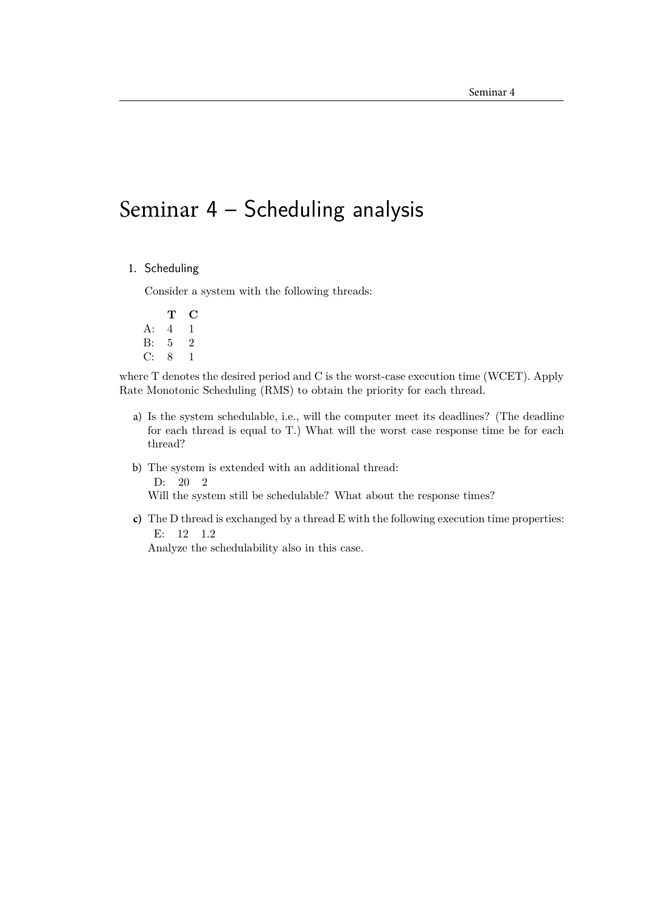# Seminar 4 – Scheduling analysis

1. Scheduling

   Consider a system with the following threads:

   |  | **T** | **C** |
   |---|---|---|
   | A: | 4 | 1 |
   | B: | 5 | 2 |
   | C: | 8 | 1 |

where T denotes the desired period and C is the worst-case execution time (WCET). Apply Rate Monotonic Scheduling (RMS) to obtain the priority for each thread.

a) Is the system schedulable, i.e., will the computer meet its deadlines? (The deadline for each thread is equal to T.) What will the worst case response time be for each thread?

b) The system is extended with an additional thread:
   D: 20 2
   Will the system still be schedulable? What about the response times?

c) The D thread is exchanged by a thread E with the following execution time properties:
   E: 12 1.2
   Analyze the schedulability also in this case.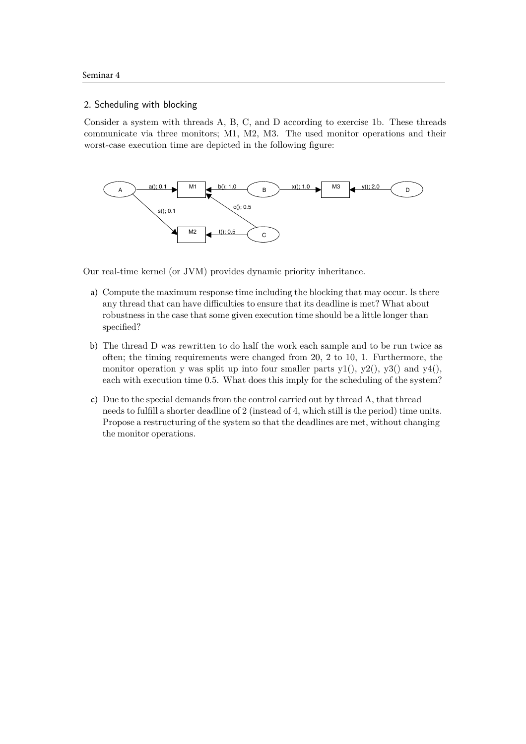## 2. Scheduling with blocking

Consider a system with threads A, B, C, and D according to exercise 1b. These threads communicate via three monitors; M1, M2, M3. The used monitor operations and their worst-case execution time are depicted in the following figure:

A
a(); 0.1
M1
b(); 1.0
B
x(); 1.0
M3
y(); 2.0
D
s(); 0.1
c(); 0.5
M2
t(); 0.5
C

Our real-time kernel (or JVM) provides dynamic priority inheritance.

a) Compute the maximum response time including the blocking that may occur. Is there any thread that can have difficulties to ensure that its deadline is met? What about robustness in the case that some given execution time should be a little longer than specified?

b) The thread D was rewritten to do half the work each sample and to be run twice as often; the timing requirements were changed from 20, 2 to 10, 1. Furthermore, the monitor operation y was split up into four smaller parts y1(), y2(), y3() and y4(), each with execution time 0.5. What does this imply for the scheduling of the system?

c) Due to the special demands from the control carried out by thread A, that thread needs to fulfill a shorter deadline of 2 (instead of 4, which still is the period) time units. Propose a restructuring of the system so that the deadlines are met, without changing the monitor operations.